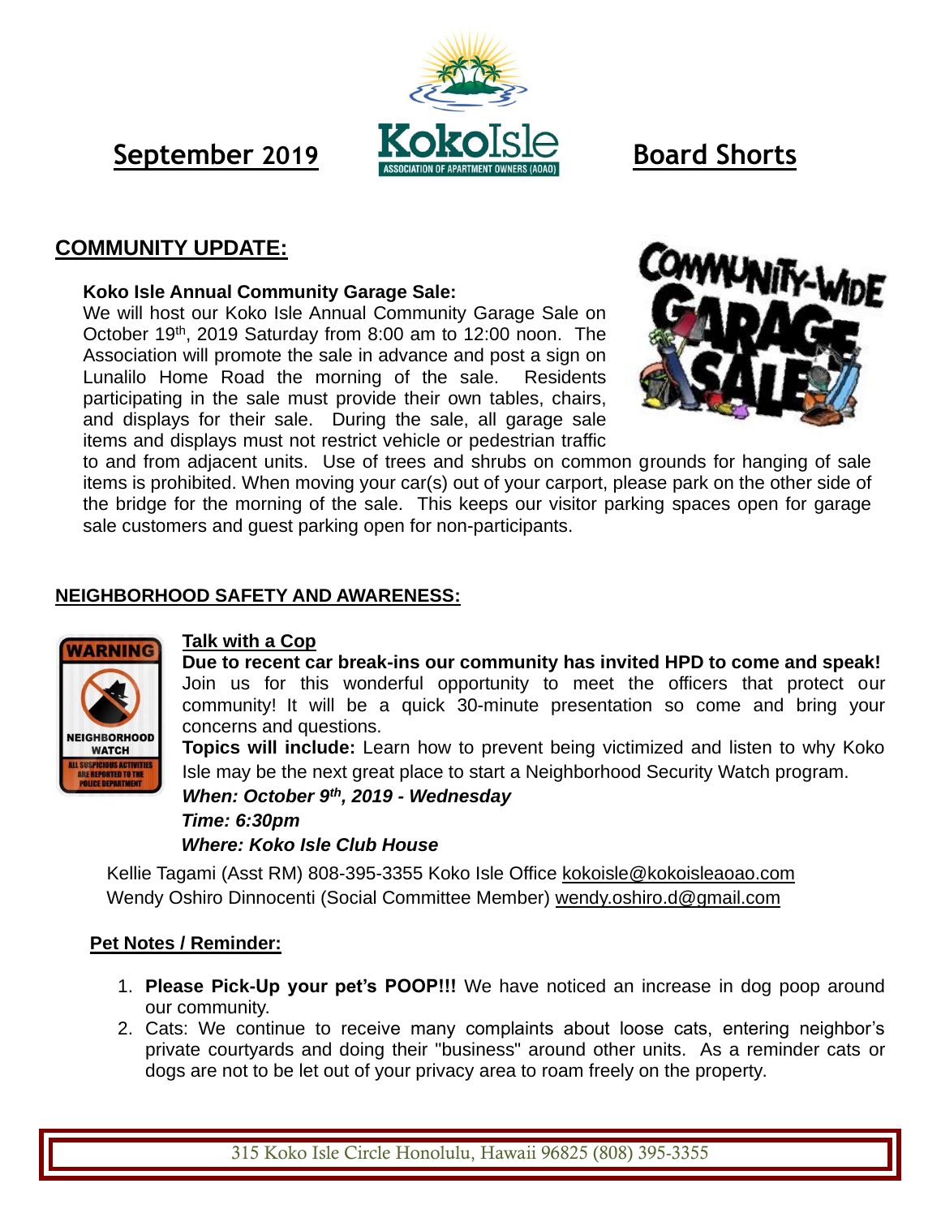# September 2019 Board Shorts

## COMMUNITY UPDATE:

**Koko Isle Annual Community Garage Sale:**

We will host our Koko Isle Annual Community Garage Sale on October 19th, 2019 Saturday from 8:00 am to 12:00 noon. The Association will promote the sale in advance and post a sign on Lunalilo Home Road the morning of the sale. Residents participating in the sale must provide their own tables, chairs, and displays for their sale. During the sale, all garage sale items and displays must not restrict vehicle or pedestrian traffic to and from adjacent units. Use of trees and shrubs on common grounds for hanging of sale items is prohibited. When moving your car(s) out of your carport, please park on the other side of the bridge for the morning of the sale. This keeps our visitor parking spaces open for garage sale customers and guest parking open for non-participants.

## NEIGHBORHOOD SAFETY AND AWARENESS:

**Talk with a Cop**

**Due to recent car break-ins our community has invited HPD to come and speak!** Join us for this wonderful opportunity to meet the officers that protect our community! It will be a quick 30-minute presentation so come and bring your concerns and questions.

**Topics will include:** Learn how to prevent being victimized and listen to why Koko Isle may be the next great place to start a Neighborhood Security Watch program.

***When: October 9th, 2019 - Wednesday***

***Time: 6:30pm***

***Where: Koko Isle Club House***

Kellie Tagami (Asst RM) 808-395-3355 Koko Isle Office kokoisle@kokoisleaoao.com

Wendy Oshiro Dinnocenti (Social Committee Member) wendy.oshiro.d@gmail.com

## Pet Notes / Reminder:

1. **Please Pick-Up your pet's POOP!!!** We have noticed an increase in dog poop around our community.
2. Cats: We continue to receive many complaints about loose cats, entering neighbor's private courtyards and doing their "business" around other units. As a reminder cats or dogs are not to be let out of your privacy area to roam freely on the property.

315 Koko Isle Circle Honolulu, Hawaii 96825 (808) 395-3355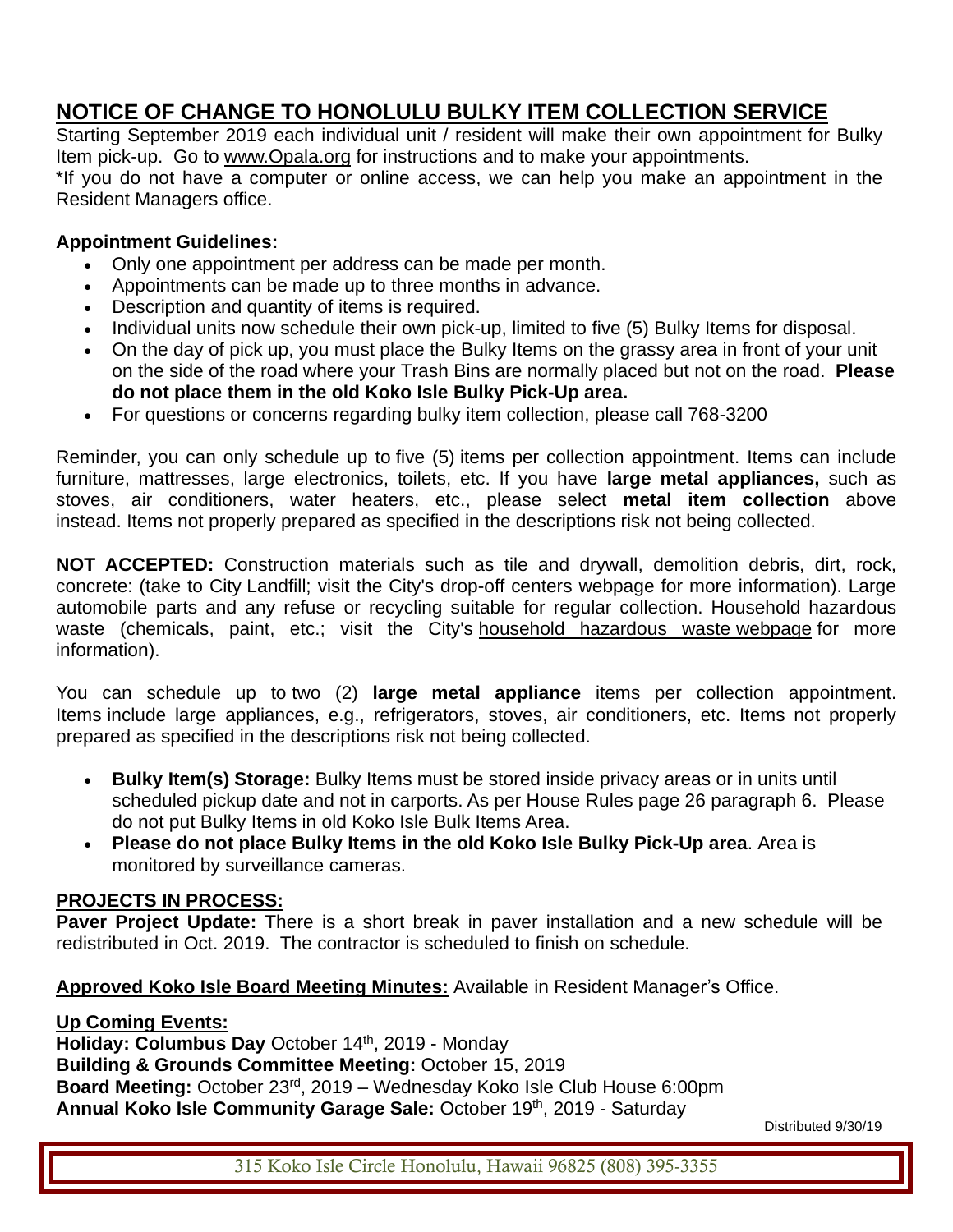## NOTICE OF CHANGE TO HONOLULU BULKY ITEM COLLECTION SERVICE

Starting September 2019 each individual unit / resident will make their own appointment for Bulky Item pick-up. Go to www.Opala.org for instructions and to make your appointments.

*If you do not have a computer or online access, we can help you make an appointment in the Resident Managers office.

**Appointment Guidelines:**

- Only one appointment per address can be made per month.
- Appointments can be made up to three months in advance.
- Description and quantity of items is required.
- Individual units now schedule their own pick-up, limited to five (5) Bulky Items for disposal.
- On the day of pick up, you must place the Bulky Items on the grassy area in front of your unit on the side of the road where your Trash Bins are normally placed but not on the road. **Please do not place them in the old Koko Isle Bulky Pick-Up area.**
- For questions or concerns regarding bulky item collection, please call 768-3200

Reminder, you can only schedule up to five (5) items per collection appointment. Items can include furniture, mattresses, large electronics, toilets, etc. If you have **large metal appliances,** such as stoves, air conditioners, water heaters, etc., please select **metal item collection** above instead. Items not properly prepared as specified in the descriptions risk not being collected.

**NOT ACCEPTED:** Construction materials such as tile and drywall, demolition debris, dirt, rock, concrete: (take to City Landfill; visit the City's drop-off centers webpage for more information). Large automobile parts and any refuse or recycling suitable for regular collection. Household hazardous waste (chemicals, paint, etc.; visit the City's household hazardous waste webpage for more information).

You can schedule up to two (2) **large metal appliance** items per collection appointment. Items include large appliances, e.g., refrigerators, stoves, air conditioners, etc. Items not properly prepared as specified in the descriptions risk not being collected.

- **Bulky Item(s) Storage:** Bulky Items must be stored inside privacy areas or in units until scheduled pickup date and not in carports. As per House Rules page 26 paragraph 6. Please do not put Bulky Items in old Koko Isle Bulk Items Area.
- **Please do not place Bulky Items in the old Koko Isle Bulky Pick-Up area**. Area is monitored by surveillance cameras.

**PROJECTS IN PROCESS:**

**Paver Project Update:** There is a short break in paver installation and a new schedule will be redistributed in Oct. 2019. The contractor is scheduled to finish on schedule.

**Approved Koko Isle Board Meeting Minutes:** Available in Resident Manager's Office.

**Up Coming Events:**

**Holiday: Columbus Day** October 14th, 2019 - Monday
**Building & Grounds Committee Meeting:** October 15, 2019
**Board Meeting:** October 23rd, 2019 – Wednesday Koko Isle Club House 6:00pm
**Annual Koko Isle Community Garage Sale:** October 19th, 2019 - Saturday

Distributed 9/30/19

315 Koko Isle Circle Honolulu, Hawaii 96825 (808) 395-3355